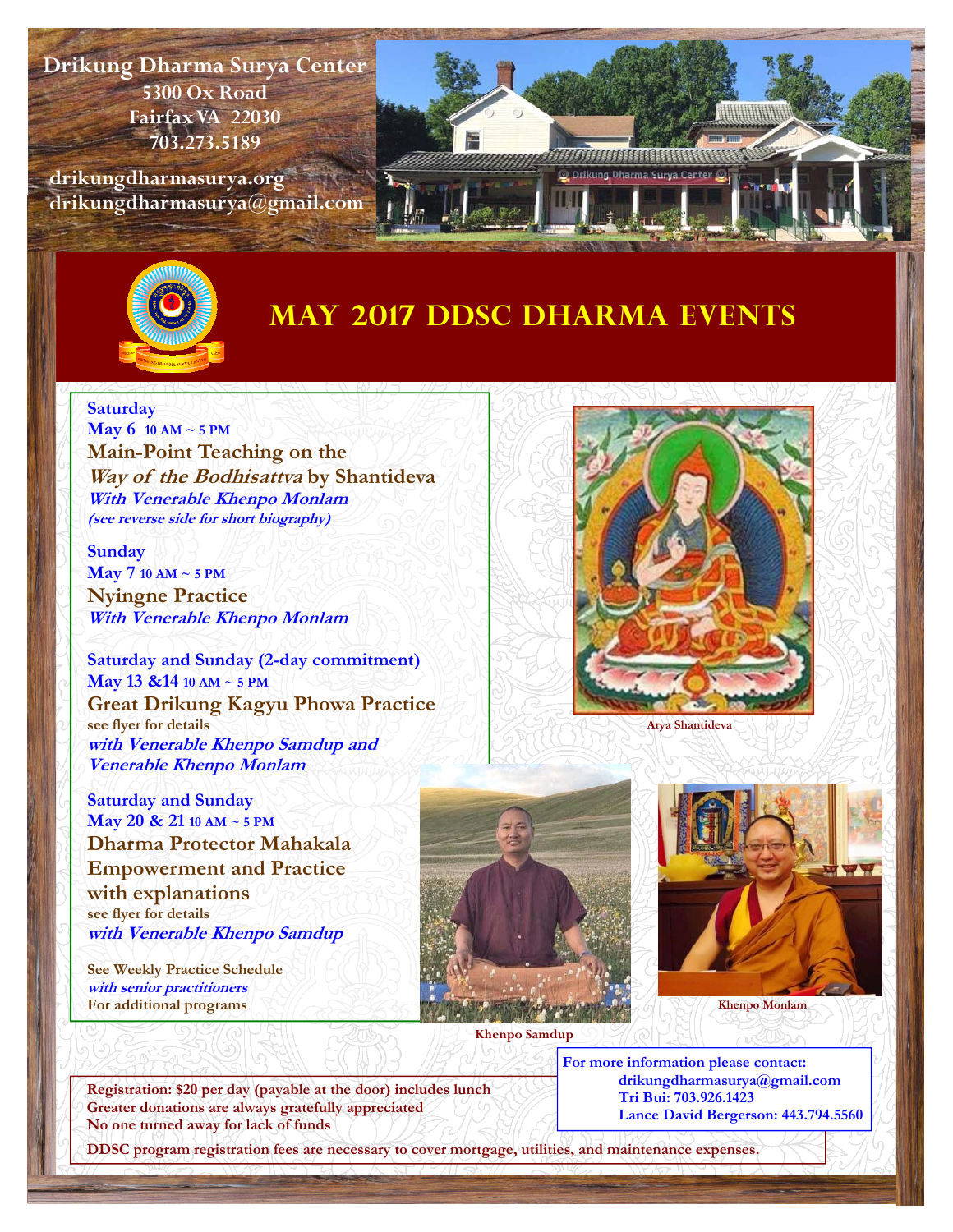**Drikung Dharma Surya Center**
5300 Ox Road
Fairfax VA 22030
703.273.5189

drikungdharmasurya.org
drikungdharmasurya@gmail.com

# MAY 2017 DDSC DHARMA EVENTS

**Saturday**
**May 6** 10 AM ~ 5 PM
**Main-Point Teaching on the *Way of the Bodhisattva* by Shantideva**
*With Venerable Khenpo Monlam*
*(see reverse side for short biography)*

**Sunday**
**May 7** 10 AM ~ 5 PM
**Nyingne Practice**
*With Venerable Khenpo Monlam*

**Saturday and Sunday (2-day commitment)**
**May 13 &14** 10 AM ~ 5 PM
**Great Drikung Kagyu Phowa Practice**
see flyer for details
*with Venerable Khenpo Samdup and Venerable Khenpo Monlam*

**Saturday and Sunday**
**May 20 & 21** 10 AM ~ 5 PM
**Dharma Protector Mahakala Empowerment and Practice with explanations**
see flyer for details
*with Venerable Khenpo Samdup*

See Weekly Practice Schedule
*with senior practitioners*
For additional programs

Arya Shantideva

Khenpo Samdup

Khenpo Monlam

For more information please contact:
drikungdharmasurya@gmail.com
Tri Bui: 703.926.1423
Lance David Bergerson: 443.794.5560

Registration: $20 per day (payable at the door) includes lunch
Greater donations are always gratefully appreciated
No one turned away for lack of funds

DDSC program registration fees are necessary to cover mortgage, utilities, and maintenance expenses.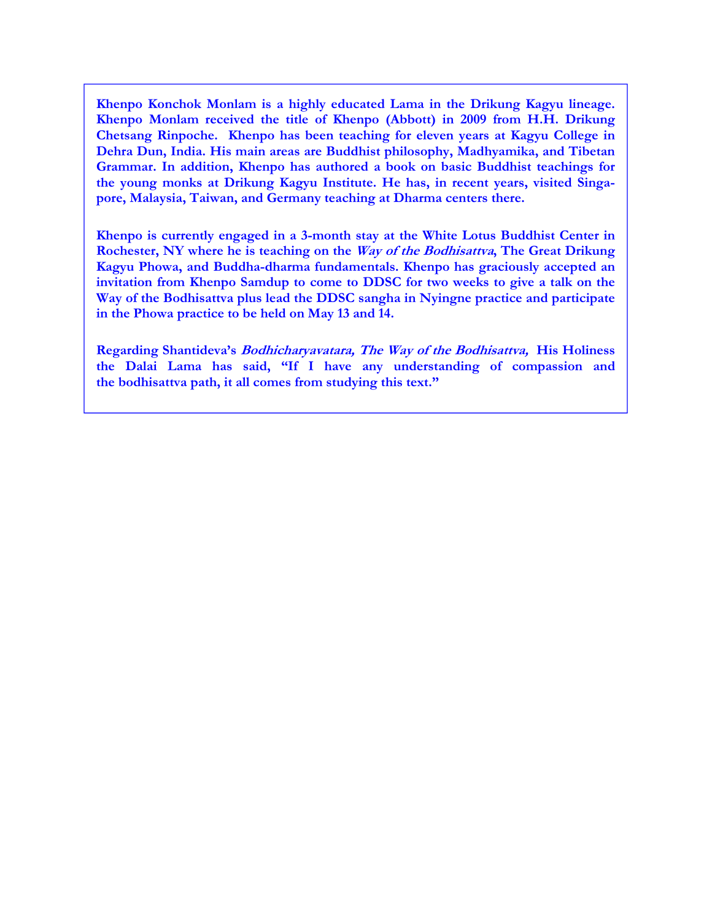**Khenpo Konchok Monlam is a highly educated Lama in the Drikung Kagyu lineage. Khenpo Monlam received the title of Khenpo (Abbott) in 2009 from H.H. Drikung Chetsang Rinpoche. Khenpo has been teaching for eleven years at Kagyu College in Dehra Dun, India. His main areas are Buddhist philosophy, Madhyamika, and Tibetan Grammar. In addition, Khenpo has authored a book on basic Buddhist teachings for the young monks at Drikung Kagyu Institute. He has, in recent years, visited Singapore, Malaysia, Taiwan, and Germany teaching at Dharma centers there.**

**Khenpo is currently engaged in a 3-month stay at the White Lotus Buddhist Center in Rochester, NY where he is teaching on the *Way of the Bodhisattva*, The Great Drikung Kagyu Phowa, and Buddha-dharma fundamentals. Khenpo has graciously accepted an invitation from Khenpo Samdup to come to DDSC for two weeks to give a talk on the Way of the Bodhisattva plus lead the DDSC sangha in Nyingne practice and participate in the Phowa practice to be held on May 13 and 14.**

**Regarding Shantideva's *Bodhicharyavatara, The Way of the Bodhisattva,* His Holiness the Dalai Lama has said, "If I have any understanding of compassion and the bodhisattva path, it all comes from studying this text."**